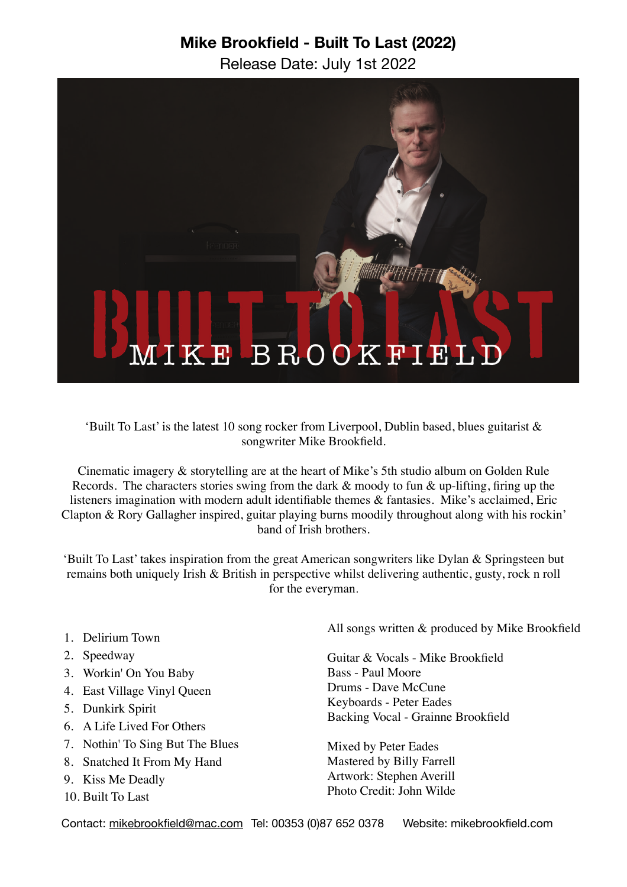# Mike Brookfield - Built To Last (2022)

Release Date: July 1st 2022

'Built To Last' is the latest 10 song rocker from Liverpool, Dublin based, blues guitarist & songwriter Mike Brookfield.

Cinematic imagery & storytelling are at the heart of Mike's 5th studio album on Golden Rule Records. The characters stories swing from the dark & moody to fun & up-lifting, firing up the listeners imagination with modern adult identifiable themes & fantasies. Mike's acclaimed, Eric Clapton & Rory Gallagher inspired, guitar playing burns moodily throughout along with his rockin' band of Irish brothers.

'Built To Last' takes inspiration from the great American songwriters like Dylan & Springsteen but remains both uniquely Irish & British in perspective whilst delivering authentic, gusty, rock n roll for the everyman.

1. Delirium Town
2. Speedway
3. Workin' On You Baby
4. East Village Vinyl Queen
5. Dunkirk Spirit
6. A Life Lived For Others
7. Nothin' To Sing But The Blues
8. Snatched It From My Hand
9. Kiss Me Deadly
10. Built To Last

All songs written & produced by Mike Brookfield

Guitar & Vocals - Mike Brookfield
Bass - Paul Moore
Drums - Dave McCune
Keyboards - Peter Eades
Backing Vocal - Grainne Brookfield

Mixed by Peter Eades
Mastered by Billy Farrell
Artwork: Stephen Averill
Photo Credit: John Wilde

Contact: mikebrookfield@mac.com Tel: 00353 (0)87 652 0378 Website: mikebrookfield.com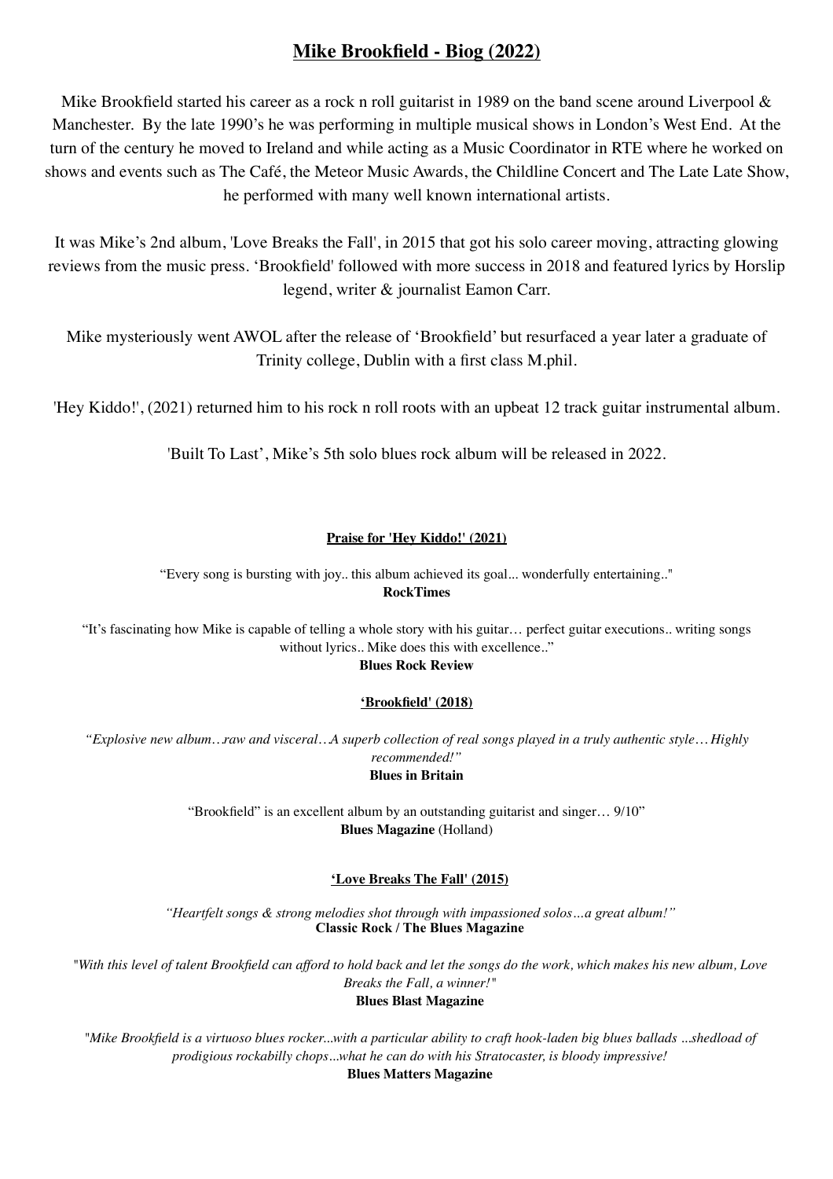# Mike Brookfield - Biog (2022)

Mike Brookfield started his career as a rock n roll guitarist in 1989 on the band scene around Liverpool & Manchester. By the late 1990's he was performing in multiple musical shows in London's West End. At the turn of the century he moved to Ireland and while acting as a Music Coordinator in RTE where he worked on shows and events such as The Café, the Meteor Music Awards, the Childline Concert and The Late Late Show, he performed with many well known international artists.

It was Mike's 2nd album, 'Love Breaks the Fall', in 2015 that got his solo career moving, attracting glowing reviews from the music press. 'Brookfield' followed with more success in 2018 and featured lyrics by Horslip legend, writer & journalist Eamon Carr.

Mike mysteriously went AWOL after the release of 'Brookfield' but resurfaced a year later a graduate of Trinity college, Dublin with a first class M.phil.

'Hey Kiddo!', (2021) returned him to his rock n roll roots with an upbeat 12 track guitar instrumental album.

'Built To Last', Mike's 5th solo blues rock album will be released in 2022.

## Praise for 'Hey Kiddo!' (2021)

"Every song is bursting with joy.. this album achieved its goal... wonderfully entertaining.."
**RockTimes**

"It's fascinating how Mike is capable of telling a whole story with his guitar… perfect guitar executions.. writing songs without lyrics.. Mike does this with excellence.."
**Blues Rock Review**

## 'Brookfield' (2018)

*"Explosive new album…raw and visceral…A superb collection of real songs played in a truly authentic style… Highly recommended!"*
**Blues in Britain**

"Brookfield" is an excellent album by an outstanding guitarist and singer… 9/10"
**Blues Magazine** (Holland)

## 'Love Breaks The Fall' (2015)

*"Heartfelt songs & strong melodies shot through with impassioned solos…a great album!"*
**Classic Rock / The Blues Magazine**

*"With this level of talent Brookfield can afford to hold back and let the songs do the work, which makes his new album, Love Breaks the Fall, a winner!"*
**Blues Blast Magazine**

*"Mike Brookfield is a virtuoso blues rocker...with a particular ability to craft hook-laden big blues ballads ...shedload of prodigious rockabilly chops...what he can do with his Stratocaster, is bloody impressive!*
**Blues Matters Magazine**